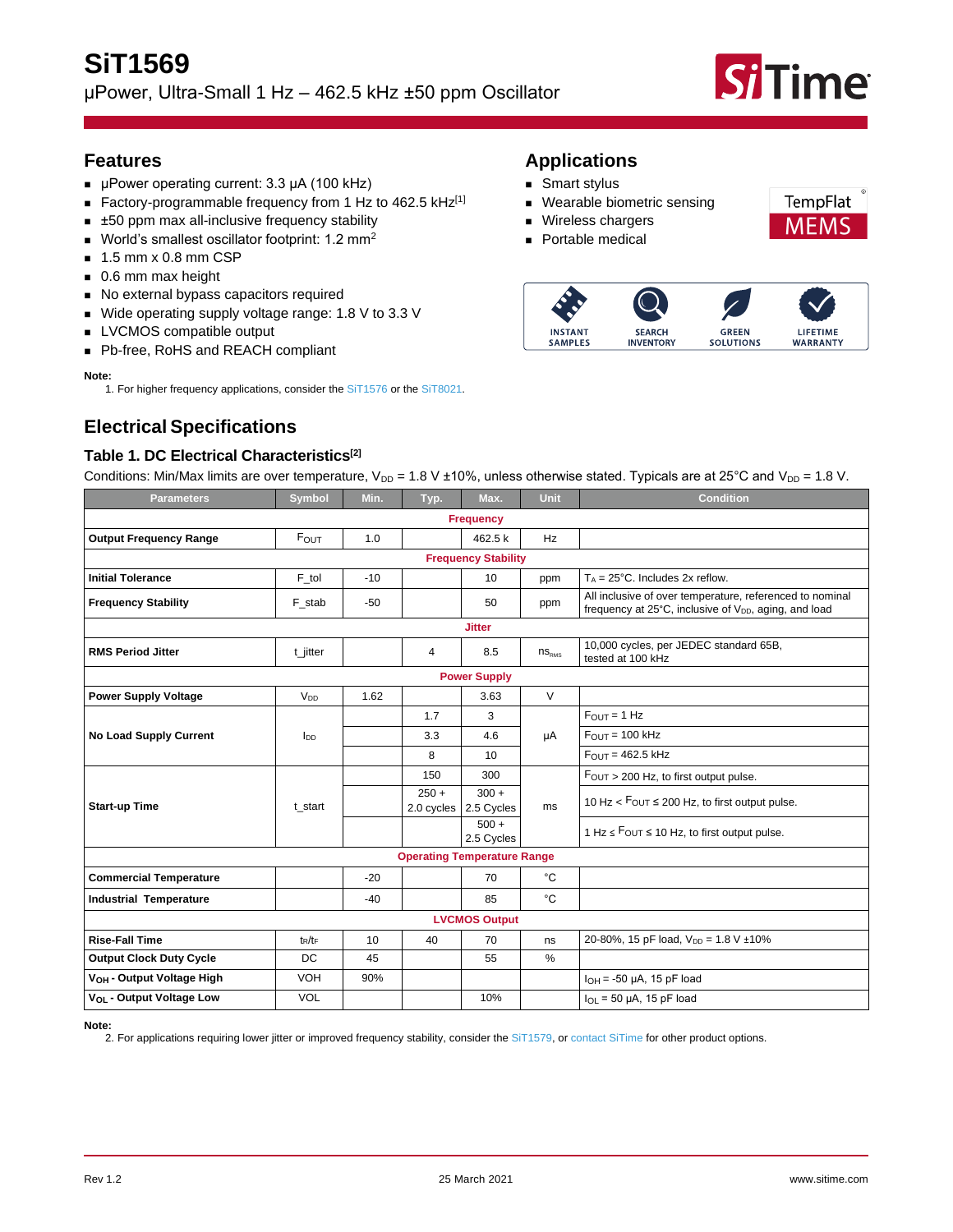# SiT1569

μPower, Ultra-Small 1 Hz – 462.5 kHz ±50 ppm Oscillator

## Features

- μPower operating current: 3.3 μA (100 kHz)
- Factory-programmable frequency from 1 Hz to 462.5 kHz[1]
- ±50 ppm max all-inclusive frequency stability
- World's smallest oscillator footprint: 1.2 mm$^2$
- 1.5 mm x 0.8 mm CSP
- 0.6 mm max height
- No external bypass capacitors required
- Wide operating supply voltage range: 1.8 V to 3.3 V
- LVCMOS compatible output
- Pb-free, RoHS and REACH compliant

**Note:**

1. For higher frequency applications, consider the SiT1576 or the SiT8021.

## Applications

- Smart stylus
- Wearable biometric sensing
- Wireless chargers
- Portable medical

TempFlat MEMS

INSTANT SAMPLES | SEARCH INVENTORY | GREEN SOLUTIONS | LIFETIME WARRANTY

## Electrical Specifications

### Table 1. DC Electrical Characteristics[2]

Conditions: Min/Max limits are over temperature, $V_{DD}$ = 1.8 V ±10%, unless otherwise stated. Typicals are at 25°C and $V_{DD}$ = 1.8 V.

| Parameters | Symbol | Min. | Typ. | Max. | Unit | Condition |
|---|---|---|---|---|---|---|
| **Frequency** | | | | | | |
| **Output Frequency Range** | $F_{OUT}$ | 1.0 | | 462.5 k | Hz | |
| **Frequency Stability** | | | | | | |
| **Initial Tolerance** | F_tol | -10 | | 10 | ppm | $T_A$ = 25°C. Includes 2x reflow. |
| **Frequency Stability** | F_stab | -50 | | 50 | ppm | All inclusive of over temperature, referenced to nominal frequency at 25°C, inclusive of $V_{DD}$, aging, and load |
| **Jitter** | | | | | | |
| **RMS Period Jitter** | t_jitter | | 4 | 8.5 | $ns_{RMS}$ | 10,000 cycles, per JEDEC standard 65B, tested at 100 kHz |
| **Power Supply** | | | | | | |
| **Power Supply Voltage** | $V_{DD}$ | 1.62 | | 3.63 | V | |
| **No Load Supply Current** | $I_{DD}$ | | 1.7 | 3 | μA | $F_{OUT}$ = 1 Hz |
| | | | 3.3 | 4.6 | | $F_{OUT}$ = 100 kHz |
| | | | 8 | 10 | | $F_{OUT}$ = 462.5 kHz |
| **Start-up Time** | t_start | | 150 | 300 | ms | $F_{OUT}$ > 200 Hz, to first output pulse. |
| | | | 250 + 2.0 cycles | 300 + 2.5 Cycles | | 10 Hz < $F_{OUT}$ ≤ 200 Hz, to first output pulse. |
| | | | | 500 + 2.5 Cycles | | 1 Hz ≤ $F_{OUT}$ ≤ 10 Hz, to first output pulse. |
| **Operating Temperature Range** | | | | | | |
| **Commercial Temperature** | | -20 | | 70 | °C | |
| **Industrial Temperature** | | -40 | | 85 | °C | |
| **LVCMOS Output** | | | | | | |
| **Rise-Fall Time** | $t_R/t_F$ | 10 | 40 | 70 | ns | 20-80%, 15 pF load, $V_{DD}$ = 1.8 V ±10% |
| **Output Clock Duty Cycle** | DC | 45 | | 55 | % | |
| **$V_{OH}$ - Output Voltage High** | VOH | 90% | | | | $I_{OH}$ = -50 μA, 15 pF load |
| **$V_{OL}$ - Output Voltage Low** | VOL | | | 10% | | $I_{OL}$ = 50 μA, 15 pF load |

**Note:**

2. For applications requiring lower jitter or improved frequency stability, consider the SiT1579, or contact SiTime for other product options.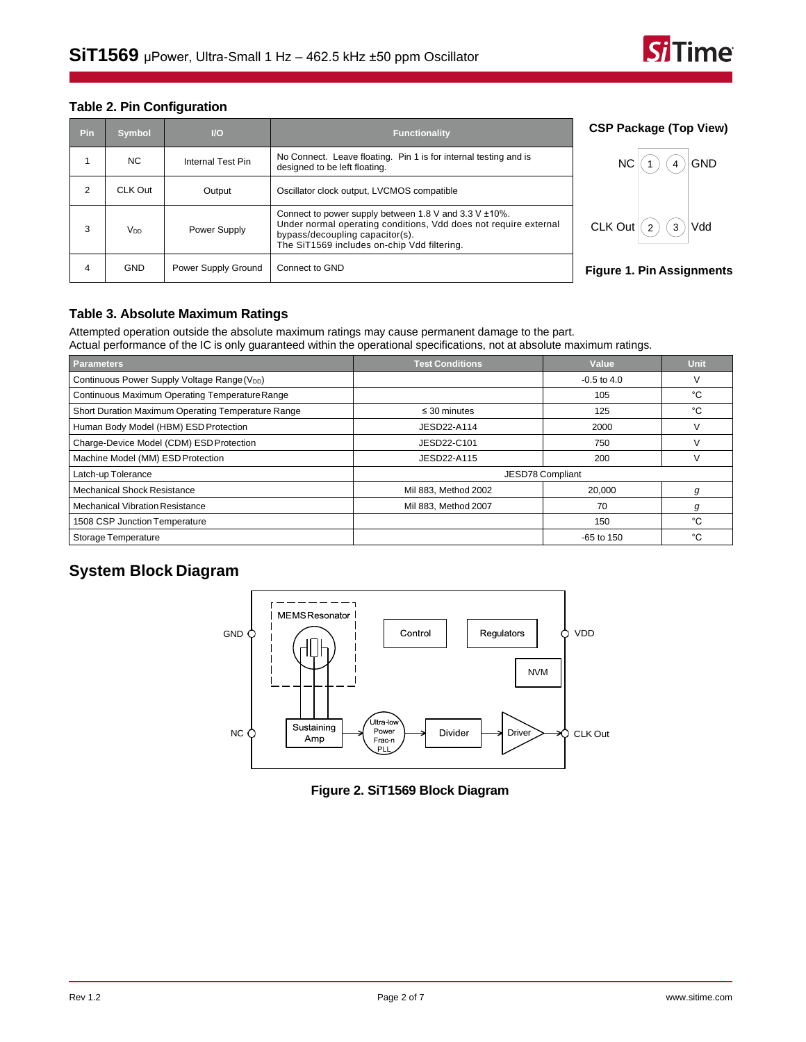### Table 2. Pin Configuration

| Pin | Symbol | I/O | Functionality |
|---|---|---|---|
| 1 | NC | Internal Test Pin | No Connect. Leave floating. Pin 1 is for internal testing and is designed to be left floating. |
| 2 | CLK Out | Output | Oscillator clock output, LVCMOS compatible |
| 3 | $V_{DD}$ | Power Supply | Connect to power supply between 1.8 V and 3.3 V ±10%. Under normal operating conditions, Vdd does not require external bypass/decoupling capacitor(s). The SiT1569 includes on-chip Vdd filtering. |
| 4 | GND | Power Supply Ground | Connect to GND |

**CSP Package (Top View)**

NC (1) (4) GND

CLK Out (2) (3) Vdd

**Figure 1. Pin Assignments**

### Table 3. Absolute Maximum Ratings

Attempted operation outside the absolute maximum ratings may cause permanent damage to the part.
Actual performance of the IC is only guaranteed within the operational specifications, not at absolute maximum ratings.

| Parameters | Test Conditions | Value | Unit |
|---|---|---|---|
| Continuous Power Supply Voltage Range ($V_{DD}$) | | -0.5 to 4.0 | V |
| Continuous Maximum Operating Temperature Range | | 105 | °C |
| Short Duration Maximum Operating Temperature Range | ≤ 30 minutes | 125 | °C |
| Human Body Model (HBM) ESD Protection | JESD22-A114 | 2000 | V |
| Charge-Device Model (CDM) ESD Protection | JESD22-C101 | 750 | V |
| Machine Model (MM) ESD Protection | JESD22-A115 | 200 | V |
| Latch-up Tolerance | JESD78 Compliant | | |
| Mechanical Shock Resistance | Mil 883, Method 2002 | 20,000 | *g* |
| Mechanical Vibration Resistance | Mil 883, Method 2007 | 70 | *g* |
| 1508 CSP Junction Temperature | | 150 | °C |
| Storage Temperature | | -65 to 150 | °C |

## System Block Diagram

**Figure 2. SiT1569 Block Diagram**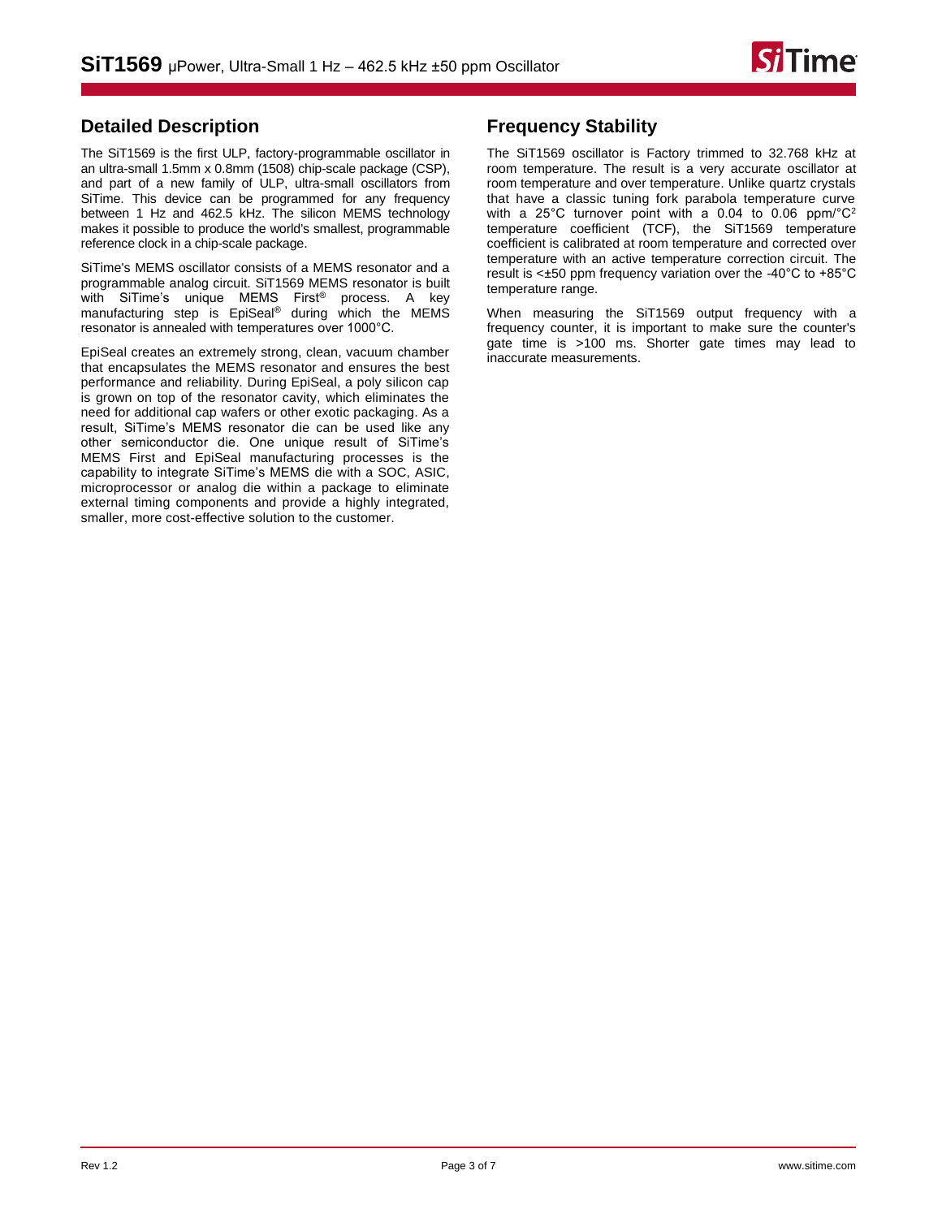## Detailed Description

The SiT1569 is the first ULP, factory-programmable oscillator in an ultra-small 1.5mm x 0.8mm (1508) chip-scale package (CSP), and part of a new family of ULP, ultra-small oscillators from SiTime. This device can be programmed for any frequency between 1 Hz and 462.5 kHz. The silicon MEMS technology makes it possible to produce the world's smallest, programmable reference clock in a chip-scale package.

SiTime's MEMS oscillator consists of a MEMS resonator and a programmable analog circuit. SiT1569 MEMS resonator is built with SiTime's unique MEMS First® process. A key manufacturing step is EpiSeal® during which the MEMS resonator is annealed with temperatures over 1000°C.

EpiSeal creates an extremely strong, clean, vacuum chamber that encapsulates the MEMS resonator and ensures the best performance and reliability. During EpiSeal, a poly silicon cap is grown on top of the resonator cavity, which eliminates the need for additional cap wafers or other exotic packaging. As a result, SiTime's MEMS resonator die can be used like any other semiconductor die. One unique result of SiTime's MEMS First and EpiSeal manufacturing processes is the capability to integrate SiTime's MEMS die with a SOC, ASIC, microprocessor or analog die within a package to eliminate external timing components and provide a highly integrated, smaller, more cost-effective solution to the customer.

## Frequency Stability

The SiT1569 oscillator is Factory trimmed to 32.768 kHz at room temperature. The result is a very accurate oscillator at room temperature and over temperature. Unlike quartz crystals that have a classic tuning fork parabola temperature curve with a 25°C turnover point with a 0.04 to 0.06 ppm/°C$^2$ temperature coefficient (TCF), the SiT1569 temperature coefficient is calibrated at room temperature and corrected over temperature with an active temperature correction circuit. The result is <±50 ppm frequency variation over the -40°C to +85°C temperature range.

When measuring the SiT1569 output frequency with a frequency counter, it is important to make sure the counter's gate time is >100 ms. Shorter gate times may lead to inaccurate measurements.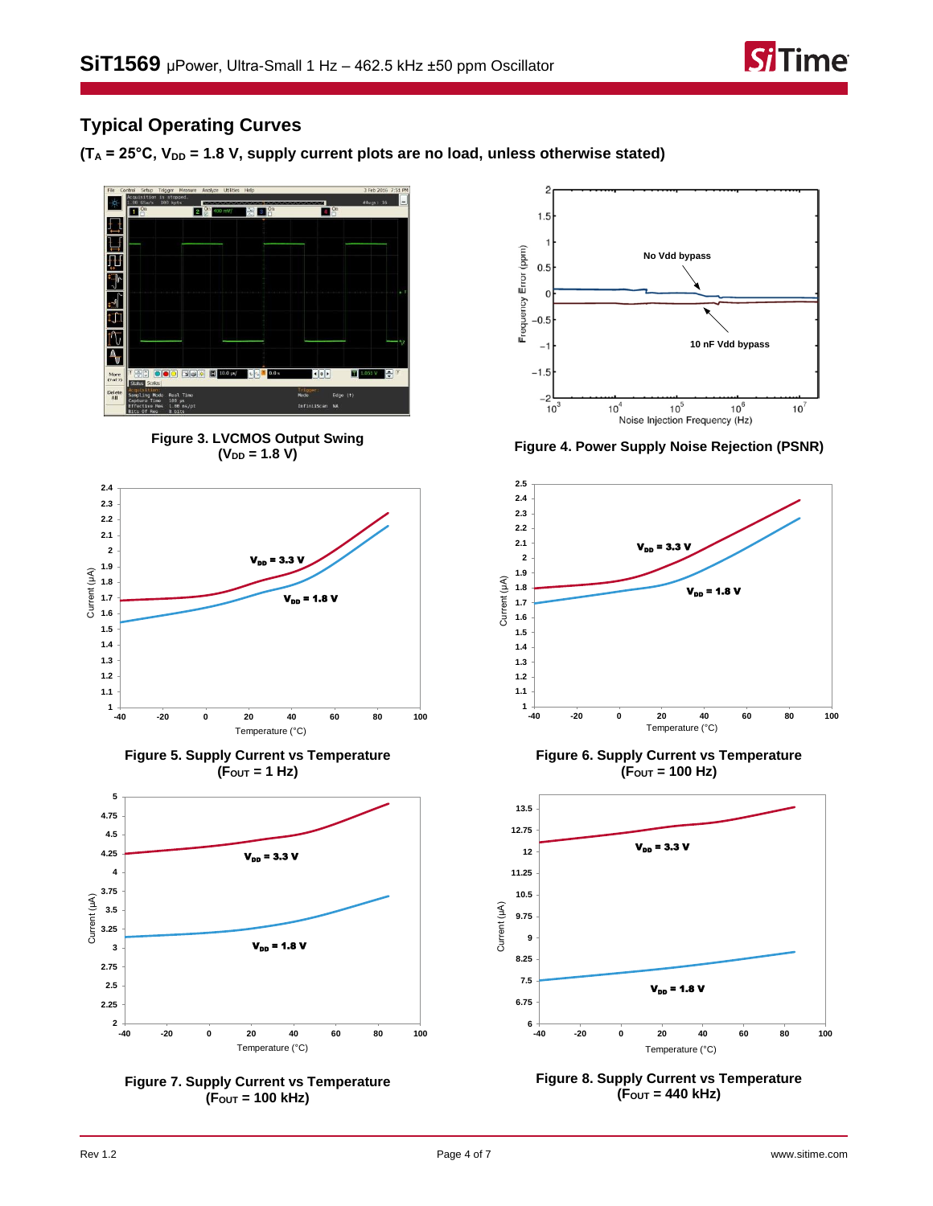## Typical Operating Curves

**($T_A$ = 25°C, $V_{DD}$ = 1.8 V, supply current plots are no load, unless otherwise stated)**

**Figure 3. LVCMOS Output Swing ($V_{DD}$ = 1.8 V)**

**Figure 4. Power Supply Noise Rejection (PSNR)**

**Figure 5. Supply Current vs Temperature ($F_{OUT}$ = 1 Hz)**

**Figure 6. Supply Current vs Temperature ($F_{OUT}$ = 100 Hz)**

**Figure 7. Supply Current vs Temperature ($F_{OUT}$ = 100 kHz)**

**Figure 8. Supply Current vs Temperature ($F_{OUT}$ = 440 kHz)**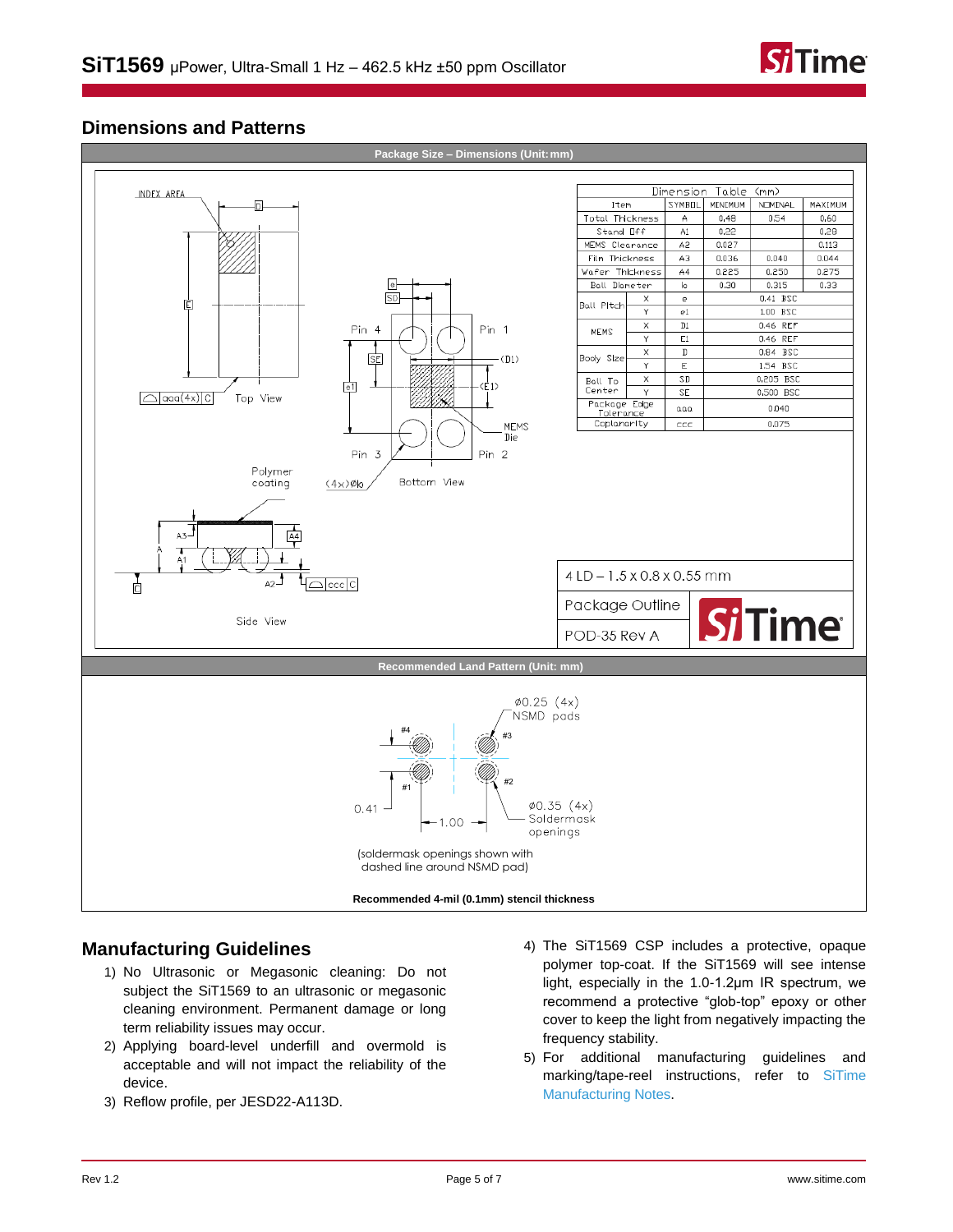## Dimensions and Patterns

**Package Size – Dimensions (Unit: mm)**

INDEX AREA

Top View

Bottom View

Pin 4 Pin 1 Pin 3 Pin 2

MEMS Die

Polymer coating

(4x)Øb

Side View

| Item | | SYMBOL | MINIMUM | NOMINAL | MAXIMUM |
|---|---|---|---|---|---|
| Total Thickness | | A | 0.48 | 0.54 | 0.60 |
| Stand Off | | A1 | 0.22 | | 0.28 |
| MEMS Clearance | | A2 | 0.027 | | 0.113 |
| Film Thickness | | A3 | 0.036 | 0.040 | 0.044 |
| Wafer Thickness | | A4 | 0.225 | 0.250 | 0.275 |
| Ball Diameter | | b | 0.30 | 0.315 | 0.33 |
| Ball Pitch | X | e | | 0.41 BSC | |
| | Y | e1 | | 1.00 BSC | |
| MEMS | X | D1 | | 0.46 REF | |
| | Y | E1 | | 0.46 REF | |
| Body Size | X | D | | 0.84 BSC | |
| | Y | E | | 1.54 BSC | |
| Ball To Center | X | SD | | 0.205 BSC | |
| | Y | SE | | 0.500 BSC | |
| Package Edge Tolerance | | aaa | | 0.040 | |
| Coplanarity | | ccc | | 0.075 | |

4 LD – 1.5 x 0.8 x 0.55 mm

Package Outline

POD-35 Rev A

**Recommended Land Pattern (Unit: mm)**

Ø0.25 (4x) NSMD pads

Ø0.35 (4x) Soldermask openings

0.41

1.00

(soldermask openings shown with dashed line around NSMD pad)

**Recommended 4-mil (0.1mm) stencil thickness**

## Manufacturing Guidelines

1) No Ultrasonic or Megasonic cleaning: Do not subject the SiT1569 to an ultrasonic or megasonic cleaning environment. Permanent damage or long term reliability issues may occur.
2) Applying board-level underfill and overmold is acceptable and will not impact the reliability of the device.
3) Reflow profile, per JESD22-A113D.
4) The SiT1569 CSP includes a protective, opaque polymer top-coat. If the SiT1569 will see intense light, especially in the 1.0-1.2µm IR spectrum, we recommend a protective "glob-top" epoxy or other cover to keep the light from negatively impacting the frequency stability.
5) For additional manufacturing guidelines and marking/tape-reel instructions, refer to SiTime Manufacturing Notes.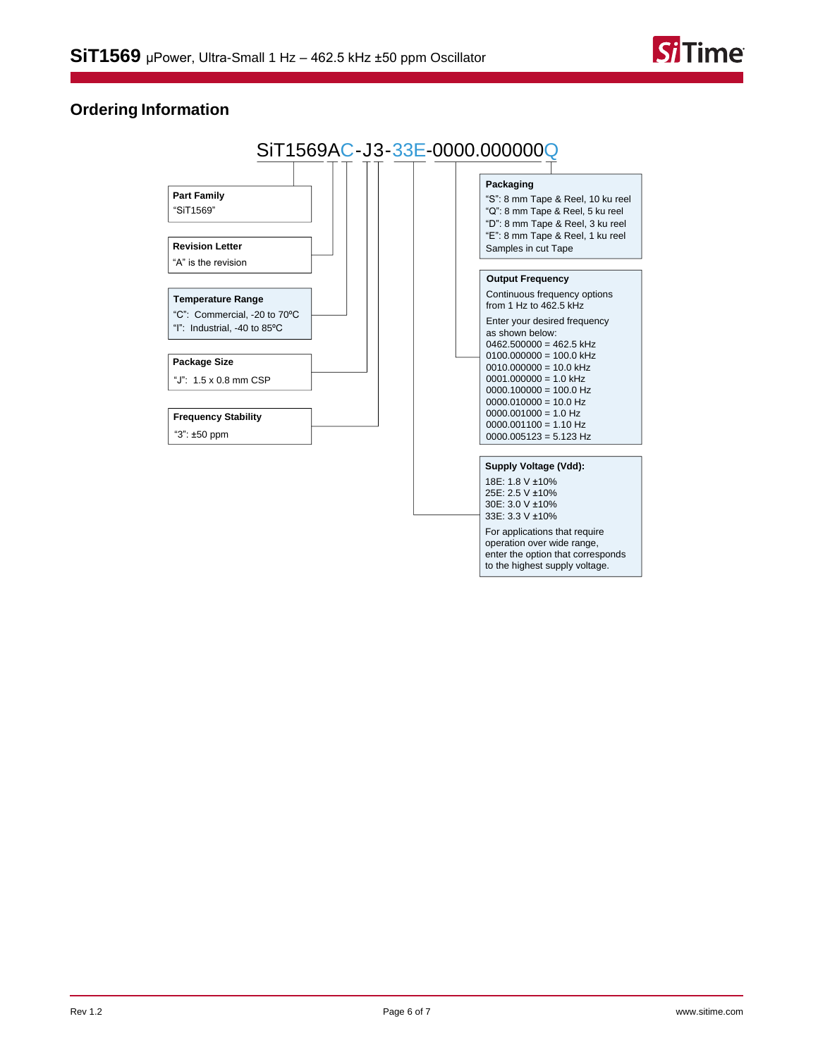## Ordering Information

SiT1569AC-J3-33E-0000.000000Q

**Part Family**
"SiT1569"

**Revision Letter**
"A" is the revision

**Temperature Range**
"C": Commercial, -20 to 70°C
"I": Industrial, -40 to 85°C

**Package Size**
"J": 1.5 x 0.8 mm CSP

**Frequency Stability**
"3": ±50 ppm

**Packaging**
"S": 8 mm Tape & Reel, 10 ku reel
"Q": 8 mm Tape & Reel, 5 ku reel
"D": 8 mm Tape & Reel, 3 ku reel
"E": 8 mm Tape & Reel, 1 ku reel
Samples in cut Tape

**Output Frequency**
Continuous frequency options from 1 Hz to 462.5 kHz

Enter your desired frequency as shown below:
0462.500000 = 462.5 kHz
0100.000000 = 100.0 kHz
0010.000000 = 10.0 kHz
0001.000000 = 1.0 kHz
0000.100000 = 100.0 Hz
0000.010000 = 10.0 Hz
0000.001000 = 1.0 Hz
0000.001100 = 1.10 Hz
0000.005123 = 5.123 Hz

**Supply Voltage (Vdd):**
18E: 1.8 V ±10%
25E: 2.5 V ±10%
30E: 3.0 V ±10%
33E: 3.3 V ±10%

For applications that require operation over wide range, enter the option that corresponds to the highest supply voltage.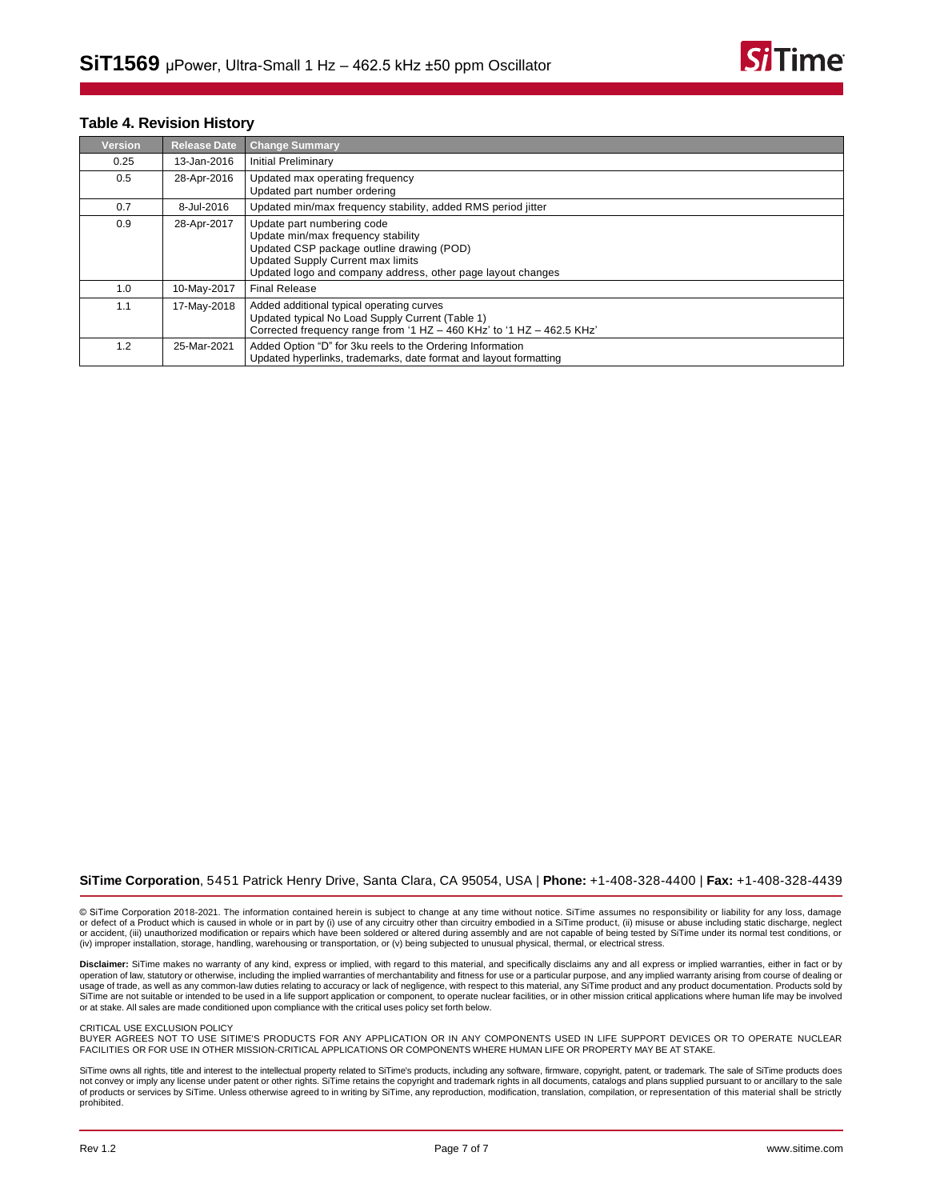### Table 4. Revision History

| Version | Release Date | Change Summary |
|---|---|---|
| 0.25 | 13-Jan-2016 | Initial Preliminary |
| 0.5 | 28-Apr-2016 | Updated max operating frequency<br>Updated part number ordering |
| 0.7 | 8-Jul-2016 | Updated min/max frequency stability, added RMS period jitter |
| 0.9 | 28-Apr-2017 | Update part numbering code<br>Update min/max frequency stability<br>Updated CSP package outline drawing (POD)<br>Updated Supply Current max limits<br>Updated logo and company address, other page layout changes |
| 1.0 | 10-May-2017 | Final Release |
| 1.1 | 17-May-2018 | Added additional typical operating curves<br>Updated typical No Load Supply Current (Table 1)<br>Corrected frequency range from '1 HZ – 460 KHz' to '1 HZ – 462.5 KHz' |
| 1.2 | 25-Mar-2021 | Added Option "D" for 3ku reels to the Ordering Information<br>Updated hyperlinks, trademarks, date format and layout formatting |

**SiTime Corporation**, 5451 Patrick Henry Drive, Santa Clara, CA 95054, USA | **Phone:** +1-408-328-4400 | **Fax:** +1-408-328-4439

© SiTime Corporation 2018-2021. The information contained herein is subject to change at any time without notice. SiTime assumes no responsibility or liability for any loss, damage or defect of a Product which is caused in whole or in part by (i) use of any circuitry other than circuitry embodied in a SiTime product, (ii) misuse or abuse including static discharge, neglect or accident, (iii) unauthorized modification or repairs which have been soldered or altered during assembly and are not capable of being tested by SiTime under its normal test conditions, or (iv) improper installation, storage, handling, warehousing or transportation, or (v) being subjected to unusual physical, thermal, or electrical stress.

**Disclaimer:** SiTime makes no warranty of any kind, express or implied, with regard to this material, and specifically disclaims any and all express or implied warranties, either in fact or by operation of law, statutory or otherwise, including the implied warranties of merchantability and fitness for use or a particular purpose, and any implied warranty arising from course of dealing or usage of trade, as well as any common-law duties relating to accuracy or lack of negligence, with respect to this material, any SiTime product and any product documentation. Products sold by SiTime are not suitable or intended to be used in a life support application or component, to operate nuclear facilities, or in other mission critical applications where human life may be involved or at stake. All sales are made conditioned upon compliance with the critical uses policy set forth below.

CRITICAL USE EXCLUSION POLICY
BUYER AGREES NOT TO USE SITIME'S PRODUCTS FOR ANY APPLICATION OR IN ANY COMPONENTS USED IN LIFE SUPPORT DEVICES OR TO OPERATE NUCLEAR FACILITIES OR FOR USE IN OTHER MISSION-CRITICAL APPLICATIONS OR COMPONENTS WHERE HUMAN LIFE OR PROPERTY MAY BE AT STAKE.

SiTime owns all rights, title and interest to the intellectual property related to SiTime's products, including any software, firmware, copyright, patent, or trademark. The sale of SiTime products does not convey or imply any license under patent or other rights. SiTime retains the copyright and trademark rights in all documents, catalogs and plans supplied pursuant to or ancillary to the sale of products or services by SiTime. Unless otherwise agreed to in writing by SiTime, any reproduction, modification, translation, compilation, or representation of this material shall be strictly prohibited.